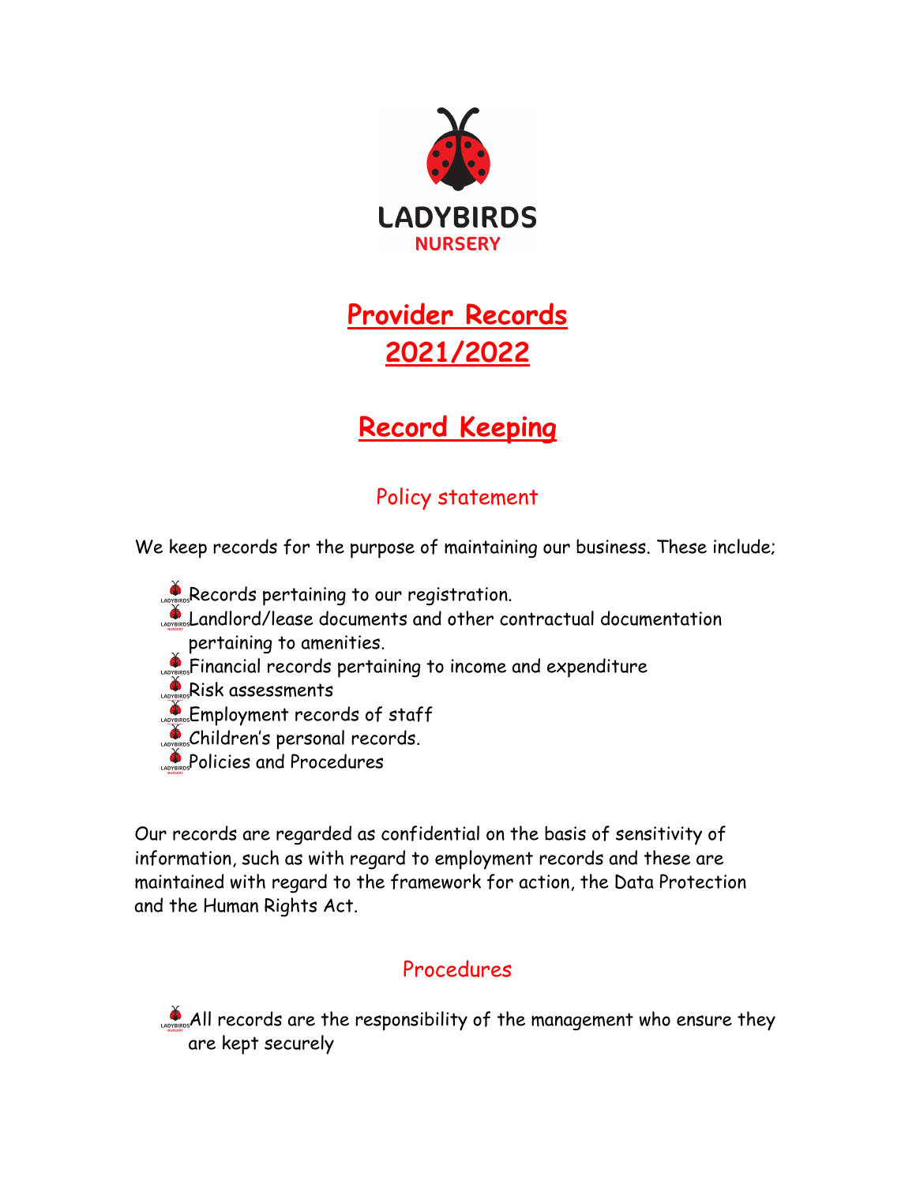LADYBIRDS
NURSERY

# Provider Records 2021/2022

# Record Keeping

## Policy statement

We keep records for the purpose of maintaining our business. These include;

- Records pertaining to our registration.
- Landlord/lease documents and other contractual documentation pertaining to amenities.
- Financial records pertaining to income and expenditure
- Risk assessments
- Employment records of staff
- Children's personal records.
- Policies and Procedures

Our records are regarded as confidential on the basis of sensitivity of information, such as with regard to employment records and these are maintained with regard to the framework for action, the Data Protection and the Human Rights Act.

## Procedures

- All records are the responsibility of the management who ensure they are kept securely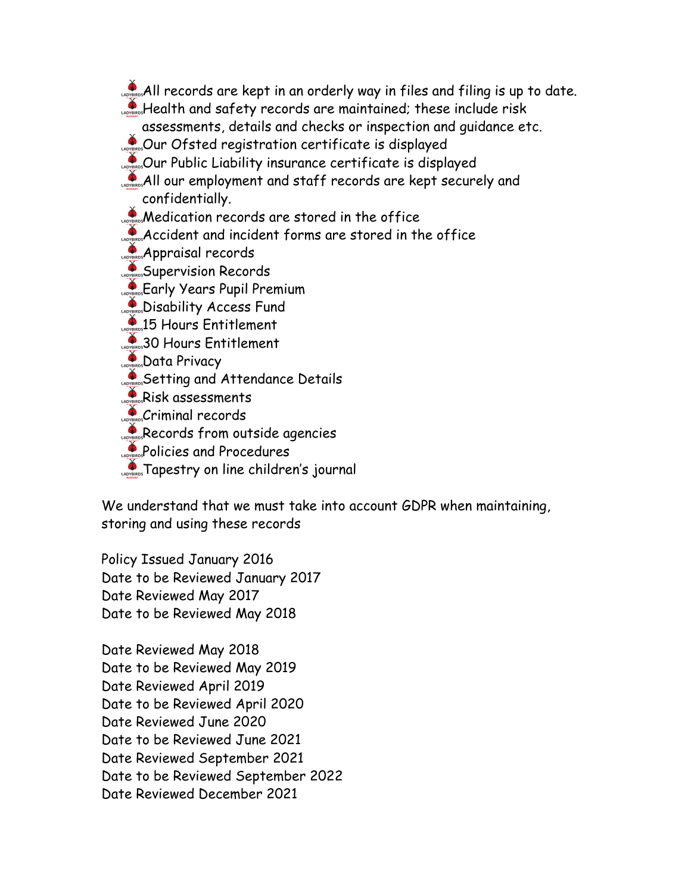- All records are kept in an orderly way in files and filing is up to date.
- Health and safety records are maintained; these include risk assessments, details and checks or inspection and guidance etc.
- Our Ofsted registration certificate is displayed
- Our Public Liability insurance certificate is displayed
- All our employment and staff records are kept securely and confidentially.
- Medication records are stored in the office
- Accident and incident forms are stored in the office
- Appraisal records
- Supervision Records
- Early Years Pupil Premium
- Disability Access Fund
- 15 Hours Entitlement
- 30 Hours Entitlement
- Data Privacy
- Setting and Attendance Details
- Risk assessments
- Criminal records
- Records from outside agencies
- Policies and Procedures
- Tapestry on line children's journal

We understand that we must take into account GDPR when maintaining, storing and using these records

Policy Issued January 2016
Date to be Reviewed January 2017
Date Reviewed May 2017
Date to be Reviewed May 2018

Date Reviewed May 2018
Date to be Reviewed May 2019
Date Reviewed April 2019
Date to be Reviewed April 2020
Date Reviewed June 2020
Date to be Reviewed June 2021
Date Reviewed September 2021
Date to be Reviewed September 2022
Date Reviewed December 2021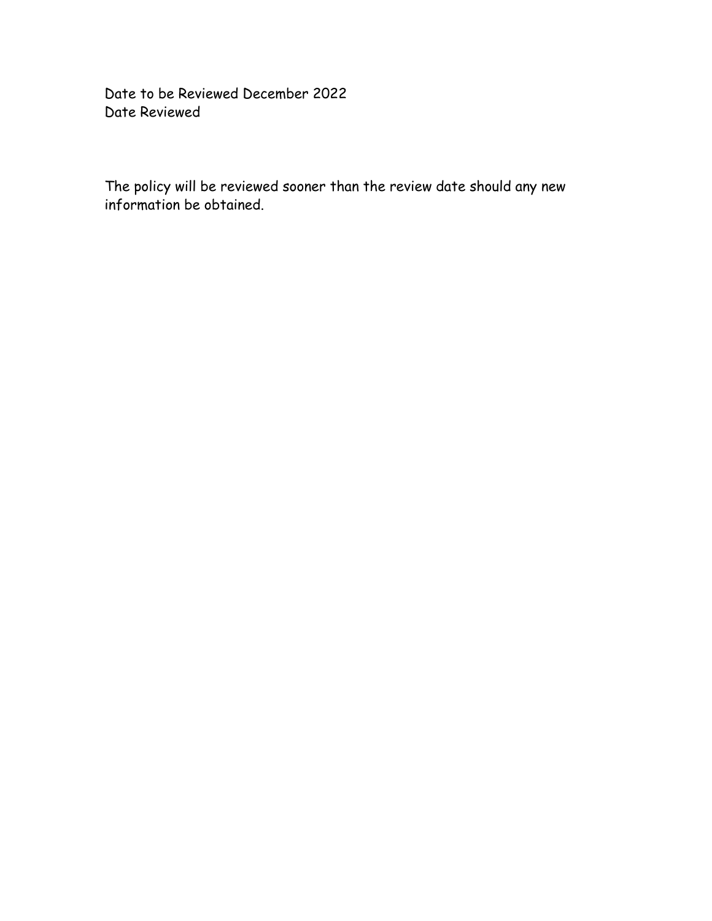Date to be Reviewed December 2022
Date Reviewed

The policy will be reviewed sooner than the review date should any new information be obtained.